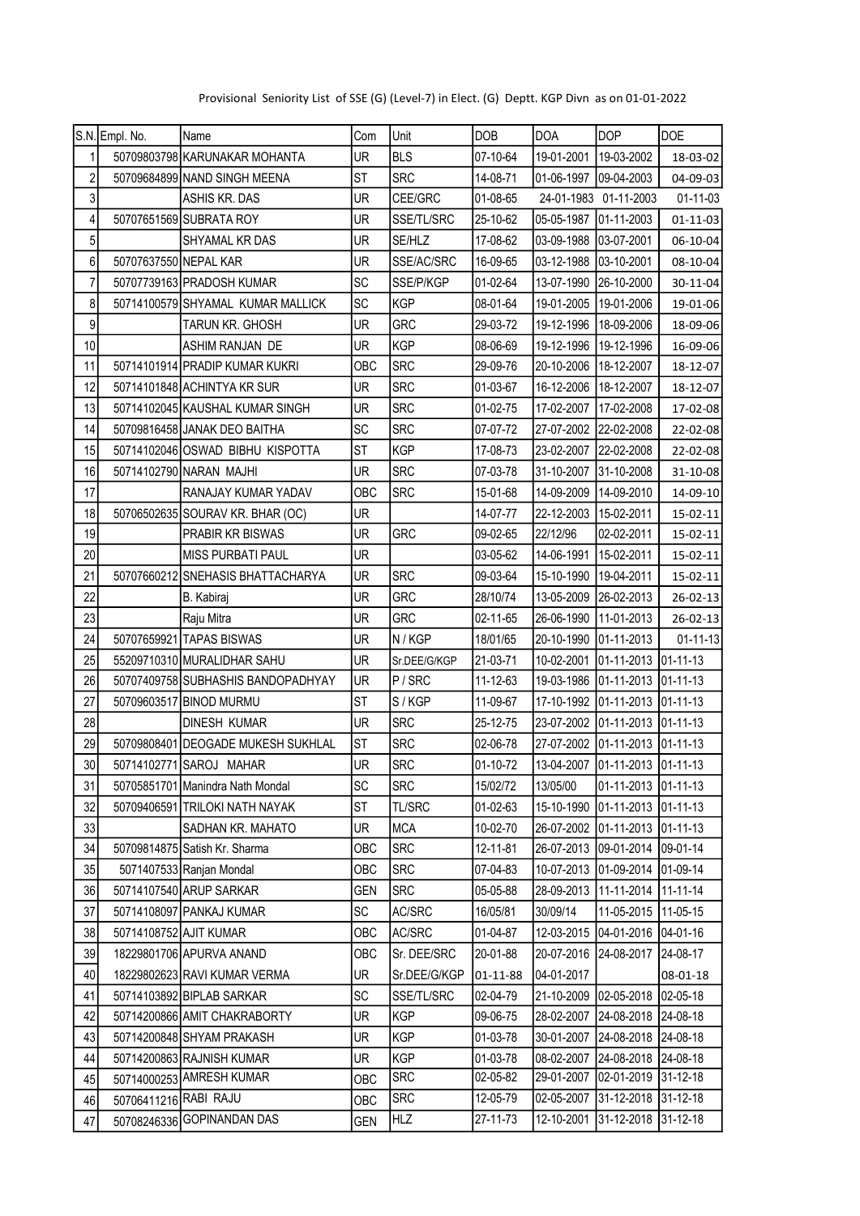Provisional Seniority List of SSE (G) (Level-7) in Elect. (G) Deptt. KGP Divn as on 01-01-2022

| S.N. | Empl. No. | Name | Com | Unit | DOB | DOA | DOP | DOE |
|---|---|---|---|---|---|---|---|---|
| 1 | 50709803798 | KARUNAKAR MOHANTA | UR | BLS | 07-10-64 | 19-01-2001 | 19-03-2002 | 18-03-02 |
| 2 | 50709684899 | NAND SINGH MEENA | ST | SRC | 14-08-71 | 01-06-1997 | 09-04-2003 | 04-09-03 |
| 3 | | ASHIS KR. DAS | UR | CEE/GRC | 01-08-65 | 24-01-1983 | 01-11-2003 | 01-11-03 |
| 4 | 50707651569 | SUBRATA ROY | UR | SSE/TL/SRC | 25-10-62 | 05-05-1987 | 01-11-2003 | 01-11-03 |
| 5 | | SHYAMAL KR DAS | UR | SE/HLZ | 17-08-62 | 03-09-1988 | 03-07-2001 | 06-10-04 |
| 6 | 50707637550 | NEPAL KAR | UR | SSE/AC/SRC | 16-09-65 | 03-12-1988 | 03-10-2001 | 08-10-04 |
| 7 | 50707739163 | PRADOSH KUMAR | SC | SSE/P/KGP | 01-02-64 | 13-07-1990 | 26-10-2000 | 30-11-04 |
| 8 | 50714100579 | SHYAMAL KUMAR MALLICK | SC | KGP | 08-01-64 | 19-01-2005 | 19-01-2006 | 19-01-06 |
| 9 | | TARUN KR. GHOSH | UR | GRC | 29-03-72 | 19-12-1996 | 18-09-2006 | 18-09-06 |
| 10 | | ASHIM RANJAN DE | UR | KGP | 08-06-69 | 19-12-1996 | 19-12-1996 | 16-09-06 |
| 11 | 50714101914 | PRADIP KUMAR KUKRI | OBC | SRC | 29-09-76 | 20-10-2006 | 18-12-2007 | 18-12-07 |
| 12 | 50714101848 | ACHINTYA KR SUR | UR | SRC | 01-03-67 | 16-12-2006 | 18-12-2007 | 18-12-07 |
| 13 | 50714102045 | KAUSHAL KUMAR SINGH | UR | SRC | 01-02-75 | 17-02-2007 | 17-02-2008 | 17-02-08 |
| 14 | 50709816458 | JANAK DEO BAITHA | SC | SRC | 07-07-72 | 27-07-2002 | 22-02-2008 | 22-02-08 |
| 15 | 50714102046 | OSWAD BIBHU KISPOTTA | ST | KGP | 17-08-73 | 23-02-2007 | 22-02-2008 | 22-02-08 |
| 16 | 50714102790 | NARAN MAJHI | UR | SRC | 07-03-78 | 31-10-2007 | 31-10-2008 | 31-10-08 |
| 17 | | RANAJAY KUMAR YADAV | OBC | SRC | 15-01-68 | 14-09-2009 | 14-09-2010 | 14-09-10 |
| 18 | 50706502635 | SOURAV KR. BHAR (OC) | UR | | 14-07-77 | 22-12-2003 | 15-02-2011 | 15-02-11 |
| 19 | | PRABIR KR BISWAS | UR | GRC | 09-02-65 | 22/12/96 | 02-02-2011 | 15-02-11 |
| 20 | | MISS PURBATI PAUL | UR | | 03-05-62 | 14-06-1991 | 15-02-2011 | 15-02-11 |
| 21 | 50707660212 | SNEHASIS BHATTACHARYA | UR | SRC | 09-03-64 | 15-10-1990 | 19-04-2011 | 15-02-11 |
| 22 | | B. Kabiraj | UR | GRC | 28/10/74 | 13-05-2009 | 26-02-2013 | 26-02-13 |
| 23 | | Raju Mitra | UR | GRC | 02-11-65 | 26-06-1990 | 11-01-2013 | 26-02-13 |
| 24 | 50707659921 | TAPAS BISWAS | UR | N / KGP | 18/01/65 | 20-10-1990 | 01-11-2013 | 01-11-13 |
| 25 | 55209710310 | MURALIDHAR SAHU | UR | Sr.DEE/G/KGP | 21-03-71 | 10-02-2001 | 01-11-2013 | 01-11-13 |
| 26 | 50707409758 | SUBHASHIS BANDOPADHYAY | UR | P / SRC | 11-12-63 | 19-03-1986 | 01-11-2013 | 01-11-13 |
| 27 | 50709603517 | BINOD MURMU | ST | S / KGP | 11-09-67 | 17-10-1992 | 01-11-2013 | 01-11-13 |
| 28 | | DINESH KUMAR | UR | SRC | 25-12-75 | 23-07-2002 | 01-11-2013 | 01-11-13 |
| 29 | 50709808401 | DEOGADE MUKESH SUKHLAL | ST | SRC | 02-06-78 | 27-07-2002 | 01-11-2013 | 01-11-13 |
| 30 | 50714102771 | SAROJ MAHAR | UR | SRC | 01-10-72 | 13-04-2007 | 01-11-2013 | 01-11-13 |
| 31 | 50705851701 | Manindra Nath Mondal | SC | SRC | 15/02/72 | 13/05/00 | 01-11-2013 | 01-11-13 |
| 32 | 50709406591 | TRILOKI NATH NAYAK | ST | TL/SRC | 01-02-63 | 15-10-1990 | 01-11-2013 | 01-11-13 |
| 33 | | SADHAN KR. MAHATO | UR | MCA | 10-02-70 | 26-07-2002 | 01-11-2013 | 01-11-13 |
| 34 | 50709814875 | Satish Kr. Sharma | OBC | SRC | 12-11-81 | 26-07-2013 | 09-01-2014 | 09-01-14 |
| 35 | 5071407533 | Ranjan Mondal | OBC | SRC | 07-04-83 | 10-07-2013 | 01-09-2014 | 01-09-14 |
| 36 | 50714107540 | ARUP SARKAR | GEN | SRC | 05-05-88 | 28-09-2013 | 11-11-2014 | 11-11-14 |
| 37 | 50714108097 | PANKAJ KUMAR | SC | AC/SRC | 16/05/81 | 30/09/14 | 11-05-2015 | 11-05-15 |
| 38 | 50714108752 | AJIT KUMAR | OBC | AC/SRC | 01-04-87 | 12-03-2015 | 04-01-2016 | 04-01-16 |
| 39 | 18229801706 | APURVA ANAND | OBC | Sr. DEE/SRC | 20-01-88 | 20-07-2016 | 24-08-2017 | 24-08-17 |
| 40 | 18229802623 | RAVI KUMAR VERMA | UR | Sr.DEE/G/KGP | 01-11-88 | 04-01-2017 | | 08-01-18 |
| 41 | 50714103892 | BIPLAB SARKAR | SC | SSE/TL/SRC | 02-04-79 | 21-10-2009 | 02-05-2018 | 02-05-18 |
| 42 | 50714200866 | AMIT CHAKRABORTY | UR | KGP | 09-06-75 | 28-02-2007 | 24-08-2018 | 24-08-18 |
| 43 | 50714200848 | SHYAM PRAKASH | UR | KGP | 01-03-78 | 30-01-2007 | 24-08-2018 | 24-08-18 |
| 44 | 50714200863 | RAJNISH KUMAR | UR | KGP | 01-03-78 | 08-02-2007 | 24-08-2018 | 24-08-18 |
| 45 | 50714000253 | AMRESH KUMAR | OBC | SRC | 02-05-82 | 29-01-2007 | 02-01-2019 | 31-12-18 |
| 46 | 50706411216 | RABI RAJU | OBC | SRC | 12-05-79 | 02-05-2007 | 31-12-2018 | 31-12-18 |
| 47 | 50708246336 | GOPINANDAN DAS | GEN | HLZ | 27-11-73 | 12-10-2001 | 31-12-2018 | 31-12-18 |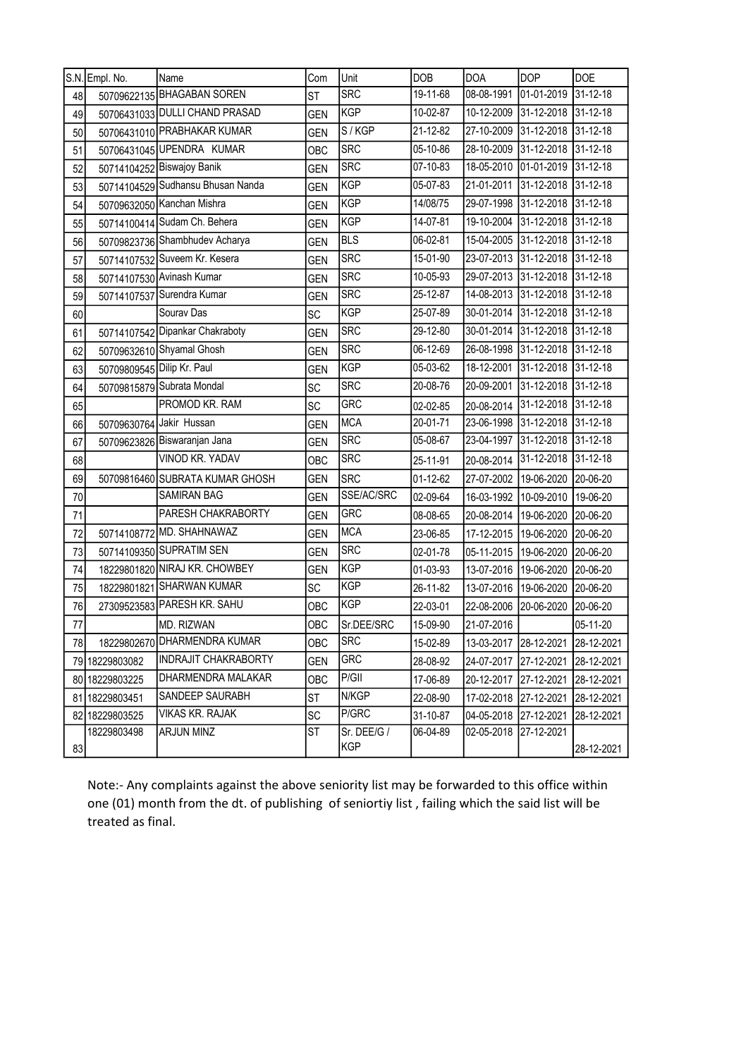| S.N. | Empl. No. | Name | Com | Unit | DOB | DOA | DOP | DOE |
|---|---|---|---|---|---|---|---|---|
| 48 | 50709622135 | BHAGABAN SOREN | ST | SRC | 19-11-68 | 08-08-1991 | 01-01-2019 | 31-12-18 |
| 49 | 50706431033 | DULLI CHAND PRASAD | GEN | KGP | 10-02-87 | 10-12-2009 | 31-12-2018 | 31-12-18 |
| 50 | 50706431010 | PRABHAKAR KUMAR | GEN | S / KGP | 21-12-82 | 27-10-2009 | 31-12-2018 | 31-12-18 |
| 51 | 50706431045 | UPENDRA KUMAR | OBC | SRC | 05-10-86 | 28-10-2009 | 31-12-2018 | 31-12-18 |
| 52 | 50714104252 | Biswajoy Banik | GEN | SRC | 07-10-83 | 18-05-2010 | 01-01-2019 | 31-12-18 |
| 53 | 50714104529 | Sudhansu Bhusan Nanda | GEN | KGP | 05-07-83 | 21-01-2011 | 31-12-2018 | 31-12-18 |
| 54 | 50709632050 | Kanchan Mishra | GEN | KGP | 14/08/75 | 29-07-1998 | 31-12-2018 | 31-12-18 |
| 55 | 50714100414 | Sudam Ch. Behera | GEN | KGP | 14-07-81 | 19-10-2004 | 31-12-2018 | 31-12-18 |
| 56 | 50709823736 | Shambhudev Acharya | GEN | BLS | 06-02-81 | 15-04-2005 | 31-12-2018 | 31-12-18 |
| 57 | 50714107532 | Suveem Kr. Kesera | GEN | SRC | 15-01-90 | 23-07-2013 | 31-12-2018 | 31-12-18 |
| 58 | 50714107530 | Avinash Kumar | GEN | SRC | 10-05-93 | 29-07-2013 | 31-12-2018 | 31-12-18 |
| 59 | 50714107537 | Surendra Kumar | GEN | SRC | 25-12-87 | 14-08-2013 | 31-12-2018 | 31-12-18 |
| 60 | | Sourav Das | SC | KGP | 25-07-89 | 30-01-2014 | 31-12-2018 | 31-12-18 |
| 61 | 50714107542 | Dipankar Chakraboty | GEN | SRC | 29-12-80 | 30-01-2014 | 31-12-2018 | 31-12-18 |
| 62 | 50709632610 | Shyamal Ghosh | GEN | SRC | 06-12-69 | 26-08-1998 | 31-12-2018 | 31-12-18 |
| 63 | 50709809545 | Dilip Kr. Paul | GEN | KGP | 05-03-62 | 18-12-2001 | 31-12-2018 | 31-12-18 |
| 64 | 50709815879 | Subrata Mondal | SC | SRC | 20-08-76 | 20-09-2001 | 31-12-2018 | 31-12-18 |
| 65 | | PROMOD KR. RAM | SC | GRC | 02-02-85 | 20-08-2014 | 31-12-2018 | 31-12-18 |
| 66 | 50709630764 | Jakir Hussan | GEN | MCA | 20-01-71 | 23-06-1998 | 31-12-2018 | 31-12-18 |
| 67 | 50709623826 | Biswaranjan Jana | GEN | SRC | 05-08-67 | 23-04-1997 | 31-12-2018 | 31-12-18 |
| 68 | | VINOD KR. YADAV | OBC | SRC | 25-11-91 | 20-08-2014 | 31-12-2018 | 31-12-18 |
| 69 | 50709816460 | SUBRATA KUMAR GHOSH | GEN | SRC | 01-12-62 | 27-07-2002 | 19-06-2020 | 20-06-20 |
| 70 | | SAMIRAN BAG | GEN | SSE/AC/SRC | 02-09-64 | 16-03-1992 | 10-09-2010 | 19-06-20 |
| 71 | | PARESH CHAKRABORTY | GEN | GRC | 08-08-65 | 20-08-2014 | 19-06-2020 | 20-06-20 |
| 72 | 50714108772 | MD. SHAHNAWAZ | GEN | MCA | 23-06-85 | 17-12-2015 | 19-06-2020 | 20-06-20 |
| 73 | 50714109350 | SUPRATIM SEN | GEN | SRC | 02-01-78 | 05-11-2015 | 19-06-2020 | 20-06-20 |
| 74 | 18229801820 | NIRAJ KR. CHOWBEY | GEN | KGP | 01-03-93 | 13-07-2016 | 19-06-2020 | 20-06-20 |
| 75 | 18229801821 | SHARWAN KUMAR | SC | KGP | 26-11-82 | 13-07-2016 | 19-06-2020 | 20-06-20 |
| 76 | 27309523583 | PARESH KR. SAHU | OBC | KGP | 22-03-01 | 22-08-2006 | 20-06-2020 | 20-06-20 |
| 77 | | MD. RIZWAN | OBC | Sr.DEE/SRC | 15-09-90 | 21-07-2016 | | 05-11-20 |
| 78 | 18229802670 | DHARMENDRA KUMAR | OBC | SRC | 15-02-89 | 13-03-2017 | 28-12-2021 | 28-12-2021 |
| 79 | 18229803082 | INDRAJIT CHAKRABORTY | GEN | GRC | 28-08-92 | 24-07-2017 | 27-12-2021 | 28-12-2021 |
| 80 | 18229803225 | DHARMENDRA MALAKAR | OBC | P/GII | 17-06-89 | 20-12-2017 | 27-12-2021 | 28-12-2021 |
| 81 | 18229803451 | SANDEEP SAURABH | ST | N/KGP | 22-08-90 | 17-02-2018 | 27-12-2021 | 28-12-2021 |
| 82 | 18229803525 | VIKAS KR. RAJAK | SC | P/GRC | 31-10-87 | 04-05-2018 | 27-12-2021 | 28-12-2021 |
| 83 | 18229803498 | ARJUN MINZ | ST | Sr. DEE/G / KGP | 06-04-89 | 02-05-2018 | 27-12-2021 | 28-12-2021 |

Note:- Any complaints against the above seniority list may be forwarded to this office within one (01) month from the dt. of publishing of seniortiy list , failing which the said list will be treated as final.